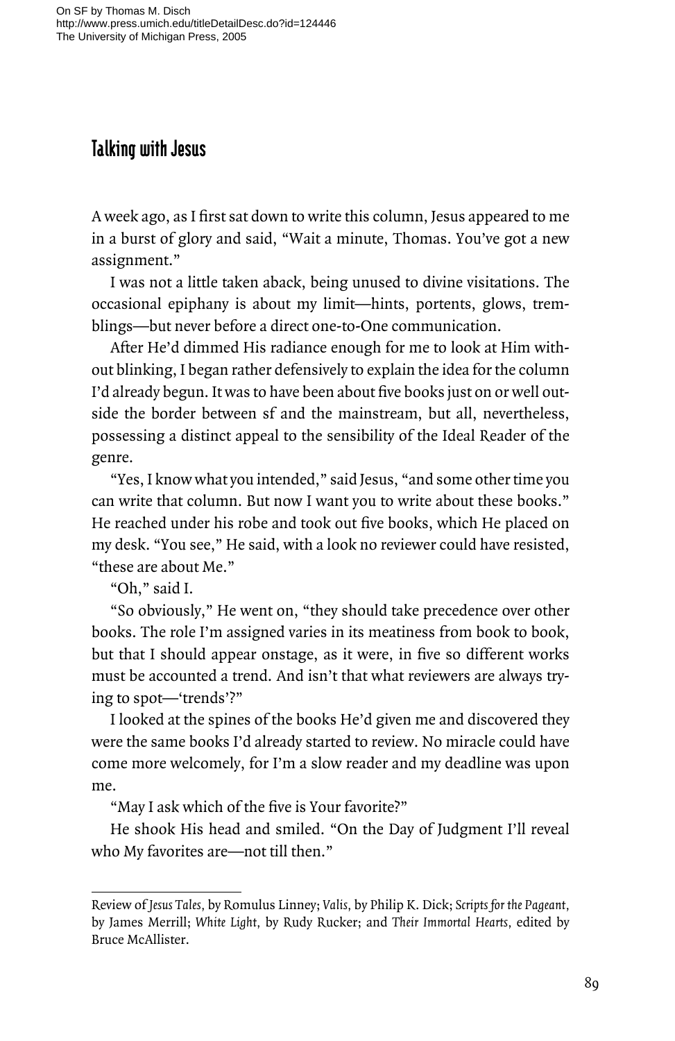## Talking with Jesus

A week ago, as I first sat down to write this column, Jesus appeared to me in a burst of glory and said, "Wait a minute, Thomas. You've got a new assignment."

I was not a little taken aback, being unused to divine visitations. The occasional epiphany is about my limit—hints, portents, glows, tremblings—but never before a direct one-to-One communication.

After He'd dimmed His radiance enough for me to look at Him without blinking, I began rather defensively to explain the idea for the column I'd already begun. It was to have been about five books just on or well outside the border between sf and the mainstream, but all, nevertheless, possessing a distinct appeal to the sensibility of the Ideal Reader of the genre.

"Yes, I know what you intended," said Jesus, "and some other time you can write that column. But now I want you to write about these books." He reached under his robe and took out five books, which He placed on my desk. "You see," He said, with a look no reviewer could have resisted, "these are about Me."

"Oh," said I.

"So obviously," He went on, "they should take precedence over other books. The role I'm assigned varies in its meatiness from book to book, but that I should appear onstage, as it were, in five so different works must be accounted a trend. And isn't that what reviewers are always trying to spot—'trends'?"

I looked at the spines of the books He'd given me and discovered they were the same books I'd already started to review. No miracle could have come more welcomely, for I'm a slow reader and my deadline was upon me.

"May I ask which of the five is Your favorite?"

He shook His head and smiled. "On the Day of Judgment I'll reveal who My favorites are—not till then."

---

Review of *Jesus Tales*, by Romulus Linney; *Valis*, by Philip K. Dick; *Scripts for the Pageant*, by James Merrill; *White Light*, by Rudy Rucker; and *Their Immortal Hearts*, edited by Bruce McAllister.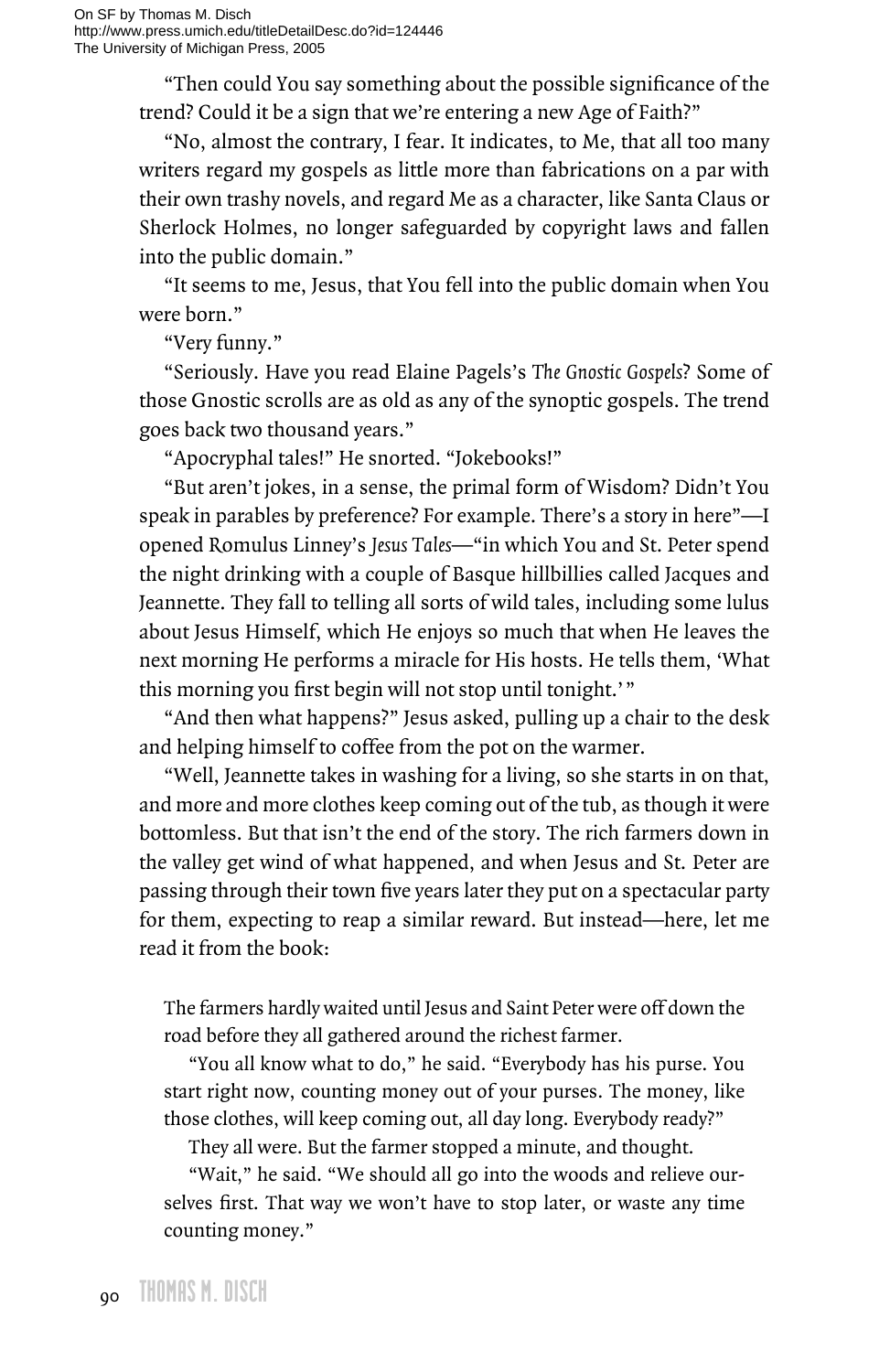"Then could You say something about the possible significance of the trend? Could it be a sign that we're entering a new Age of Faith?"

"No, almost the contrary, I fear. It indicates, to Me, that all too many writers regard my gospels as little more than fabrications on a par with their own trashy novels, and regard Me as a character, like Santa Claus or Sherlock Holmes, no longer safeguarded by copyright laws and fallen into the public domain."

"It seems to me, Jesus, that You fell into the public domain when You were born."

"Very funny."

"Seriously. Have you read Elaine Pagels's *The Gnostic Gospels*? Some of those Gnostic scrolls are as old as any of the synoptic gospels. The trend goes back two thousand years."

"Apocryphal tales!" He snorted. "Jokebooks!"

"But aren't jokes, in a sense, the primal form of Wisdom? Didn't You speak in parables by preference? For example. There's a story in here"—I opened Romulus Linney's *Jesus Tales*—"in which You and St. Peter spend the night drinking with a couple of Basque hillbillies called Jacques and Jeannette. They fall to telling all sorts of wild tales, including some lulus about Jesus Himself, which He enjoys so much that when He leaves the next morning He performs a miracle for His hosts. He tells them, 'What this morning you first begin will not stop until tonight.'"

"And then what happens?" Jesus asked, pulling up a chair to the desk and helping himself to coffee from the pot on the warmer.

"Well, Jeannette takes in washing for a living, so she starts in on that, and more and more clothes keep coming out of the tub, as though it were bottomless. But that isn't the end of the story. The rich farmers down in the valley get wind of what happened, and when Jesus and St. Peter are passing through their town five years later they put on a spectacular party for them, expecting to reap a similar reward. But instead—here, let me read it from the book:

> The farmers hardly waited until Jesus and Saint Peter were off down the road before they all gathered around the richest farmer.
>
> "You all know what to do," he said. "Everybody has his purse. You start right now, counting money out of your purses. The money, like those clothes, will keep coming out, all day long. Everybody ready?"
>
> They all were. But the farmer stopped a minute, and thought.
>
> "Wait," he said. "We should all go into the woods and relieve ourselves first. That way we won't have to stop later, or waste any time counting money."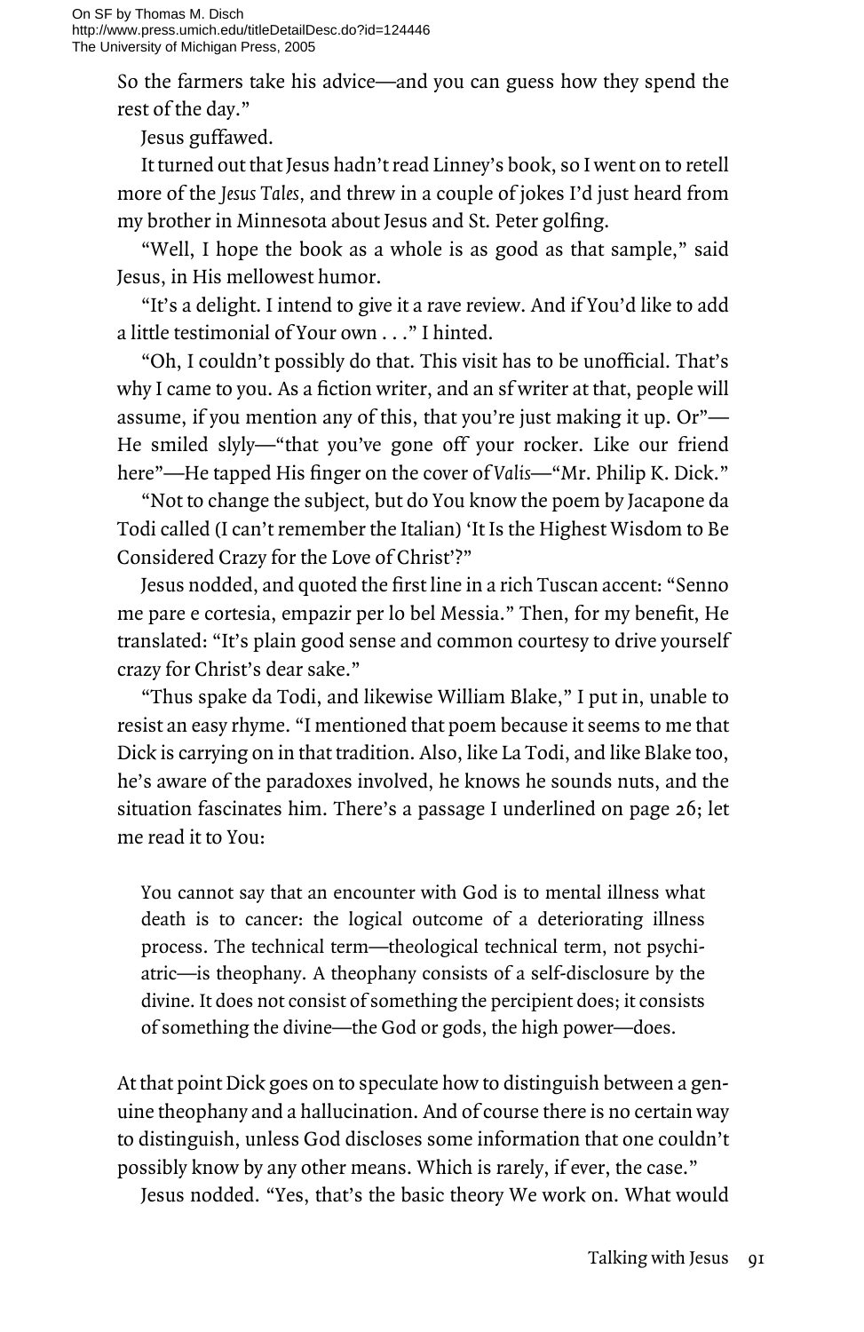So the farmers take his advice—and you can guess how they spend the rest of the day."

Jesus guffawed.

It turned out that Jesus hadn't read Linney's book, so I went on to retell more of the *Jesus Tales*, and threw in a couple of jokes I'd just heard from my brother in Minnesota about Jesus and St. Peter golfing.

"Well, I hope the book as a whole is as good as that sample," said Jesus, in His mellowest humor.

"It's a delight. I intend to give it a rave review. And if You'd like to add a little testimonial of Your own . . ." I hinted.

"Oh, I couldn't possibly do that. This visit has to be unofficial. That's why I came to you. As a fiction writer, and an sf writer at that, people will assume, if you mention any of this, that you're just making it up. Or"—He smiled slyly—"that you've gone off your rocker. Like our friend here"—He tapped His finger on the cover of *Valis*—"Mr. Philip K. Dick."

"Not to change the subject, but do You know the poem by Jacapone da Todi called (I can't remember the Italian) 'It Is the Highest Wisdom to Be Considered Crazy for the Love of Christ'?"

Jesus nodded, and quoted the first line in a rich Tuscan accent: "Senno me pare e cortesia, empazir per lo bel Messia." Then, for my benefit, He translated: "It's plain good sense and common courtesy to drive yourself crazy for Christ's dear sake."

"Thus spake da Todi, and likewise William Blake," I put in, unable to resist an easy rhyme. "I mentioned that poem because it seems to me that Dick is carrying on in that tradition. Also, like La Todi, and like Blake too, he's aware of the paradoxes involved, he knows he sounds nuts, and the situation fascinates him. There's a passage I underlined on page 26; let me read it to You:

> You cannot say that an encounter with God is to mental illness what death is to cancer: the logical outcome of a deteriorating illness process. The technical term—theological technical term, not psychiatric—is theophany. A theophany consists of a self-disclosure by the divine. It does not consist of something the percipient does; it consists of something the divine—the God or gods, the high power—does.

At that point Dick goes on to speculate how to distinguish between a genuine theophany and a hallucination. And of course there is no certain way to distinguish, unless God discloses some information that one couldn't possibly know by any other means. Which is rarely, if ever, the case."

Jesus nodded. "Yes, that's the basic theory We work on. What would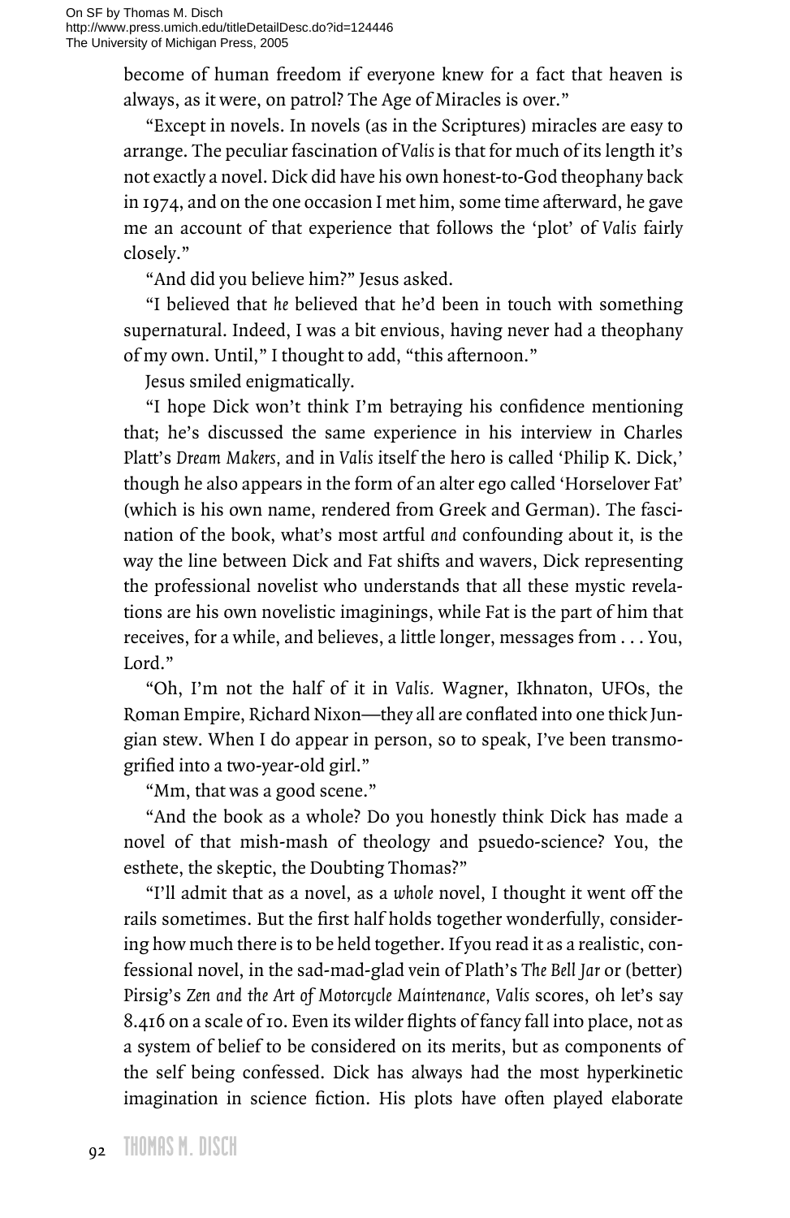become of human freedom if everyone knew for a fact that heaven is always, as it were, on patrol? The Age of Miracles is over."

"Except in novels. In novels (as in the Scriptures) miracles are easy to arrange. The peculiar fascination of *Valis* is that for much of its length it's not exactly a novel. Dick did have his own honest-to-God theophany back in 1974, and on the one occasion I met him, some time afterward, he gave me an account of that experience that follows the 'plot' of *Valis* fairly closely."

"And did you believe him?" Jesus asked.

"I believed that *he* believed that he'd been in touch with something supernatural. Indeed, I was a bit envious, having never had a theophany of my own. Until," I thought to add, "this afternoon."

Jesus smiled enigmatically.

"I hope Dick won't think I'm betraying his confidence mentioning that; he's discussed the same experience in his interview in Charles Platt's *Dream Makers*, and in *Valis* itself the hero is called 'Philip K. Dick,' though he also appears in the form of an alter ego called 'Horselover Fat' (which is his own name, rendered from Greek and German). The fascination of the book, what's most artful *and* confounding about it, is the way the line between Dick and Fat shifts and wavers, Dick representing the professional novelist who understands that all these mystic revelations are his own novelistic imaginings, while Fat is the part of him that receives, for a while, and believes, a little longer, messages from . . . You, Lord."

"Oh, I'm not the half of it in *Valis.* Wagner, Ikhnaton, UFOs, the Roman Empire, Richard Nixon—they all are conflated into one thick Jungian stew. When I do appear in person, so to speak, I've been transmogrified into a two-year-old girl."

"Mm, that was a good scene."

"And the book as a whole? Do you honestly think Dick has made a novel of that mish-mash of theology and psuedo-science? You, the esthete, the skeptic, the Doubting Thomas?"

"I'll admit that as a novel, as a *whole* novel, I thought it went off the rails sometimes. But the first half holds together wonderfully, considering how much there is to be held together. If you read it as a realistic, confessional novel, in the sad-mad-glad vein of Plath's *The Bell Jar* or (better) Pirsig's *Zen and the Art of Motorcycle Maintenance*, *Valis* scores, oh let's say 8.416 on a scale of 10. Even its wilder flights of fancy fall into place, not as a system of belief to be considered on its merits, but as components of the self being confessed. Dick has always had the most hyperkinetic imagination in science fiction. His plots have often played elaborate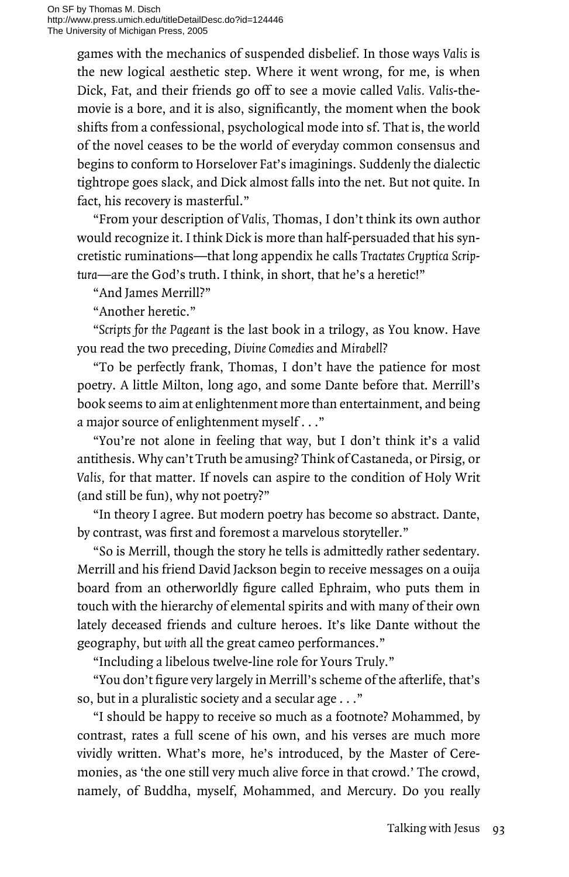games with the mechanics of suspended disbelief. In those ways *Valis* is the new logical aesthetic step. Where it went wrong, for me, is when Dick, Fat, and their friends go off to see a movie called *Valis. Valis*-the-movie is a bore, and it is also, significantly, the moment when the book shifts from a confessional, psychological mode into sf. That is, the world of the novel ceases to be the world of everyday common consensus and begins to conform to Horselover Fat's imaginings. Suddenly the dialectic tightrope goes slack, and Dick almost falls into the net. But not quite. In fact, his recovery is masterful."

"From your description of *Valis,* Thomas, I don't think its own author would recognize it. I think Dick is more than half-persuaded that his syncretistic ruminations—that long appendix he calls *Tractates Cryptica Scriptura*—are the God's truth. I think, in short, that he's a heretic!"

"And James Merrill?"

"Another heretic."

"*Scripts for the Pageant* is the last book in a trilogy, as You know. Have you read the two preceding, *Divine Comedies* and *Mirabell*?

"To be perfectly frank, Thomas, I don't have the patience for most poetry. A little Milton, long ago, and some Dante before that. Merrill's book seems to aim at enlightenment more than entertainment, and being a major source of enlightenment myself . . ."

"You're not alone in feeling that way, but I don't think it's a valid antithesis. Why can't Truth be amusing? Think of Castaneda, or Pirsig, or *Valis,* for that matter. If novels can aspire to the condition of Holy Writ (and still be fun), why not poetry?"

"In theory I agree. But modern poetry has become so abstract. Dante, by contrast, was first and foremost a marvelous storyteller."

"So is Merrill, though the story he tells is admittedly rather sedentary. Merrill and his friend David Jackson begin to receive messages on a ouija board from an otherworldly figure called Ephraim, who puts them in touch with the hierarchy of elemental spirits and with many of their own lately deceased friends and culture heroes. It's like Dante without the geography, but *with* all the great cameo performances."

"Including a libelous twelve-line role for Yours Truly."

"You don't figure very largely in Merrill's scheme of the afterlife, that's so, but in a pluralistic society and a secular age . . ."

"I should be happy to receive so much as a footnote? Mohammed, by contrast, rates a full scene of his own, and his verses are much more vividly written. What's more, he's introduced, by the Master of Ceremonies, as 'the one still very much alive force in that crowd.' The crowd, namely, of Buddha, myself, Mohammed, and Mercury. Do you really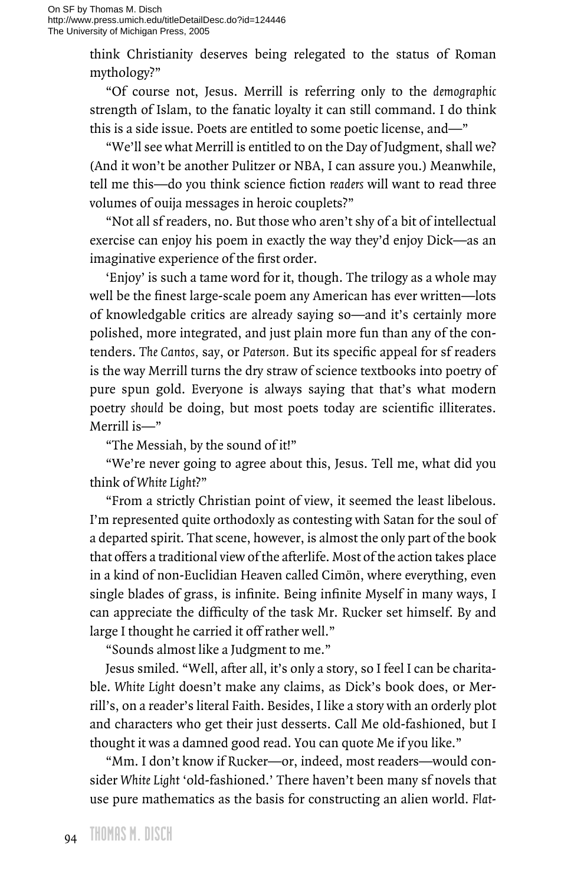think Christianity deserves being relegated to the status of Roman mythology?"

"Of course not, Jesus. Merrill is referring only to the *demographic* strength of Islam, to the fanatic loyalty it can still command. I do think this is a side issue. Poets are entitled to some poetic license, and—"

"We'll see what Merrill is entitled to on the Day of Judgment, shall we? (And it won't be another Pulitzer or NBA, I can assure you.) Meanwhile, tell me this—do you think science fiction *readers* will want to read three volumes of ouija messages in heroic couplets?"

"Not all sf readers, no. But those who aren't shy of a bit of intellectual exercise can enjoy his poem in exactly the way they'd enjoy Dick—as an imaginative experience of the first order.

'Enjoy' is such a tame word for it, though. The trilogy as a whole may well be the finest large-scale poem any American has ever written—lots of knowledgable critics are already saying so—and it's certainly more polished, more integrated, and just plain more fun than any of the contenders. *The Cantos*, say, or *Paterson*. But its specific appeal for sf readers is the way Merrill turns the dry straw of science textbooks into poetry of pure spun gold. Everyone is always saying that that's what modern poetry *should* be doing, but most poets today are scientific illiterates. Merrill is—"

"The Messiah, by the sound of it!"

"We're never going to agree about this, Jesus. Tell me, what did you think of *White Light*?"

"From a strictly Christian point of view, it seemed the least libelous. I'm represented quite orthodoxly as contesting with Satan for the soul of a departed spirit. That scene, however, is almost the only part of the book that offers a traditional view of the afterlife. Most of the action takes place in a kind of non-Euclidian Heaven called Cimön, where everything, even single blades of grass, is infinite. Being infinite Myself in many ways, I can appreciate the difficulty of the task Mr. Rucker set himself. By and large I thought he carried it off rather well."

"Sounds almost like a Judgment to me."

Jesus smiled. "Well, after all, it's only a story, so I feel I can be charitable. *White Light* doesn't make any claims, as Dick's book does, or Merrill's, on a reader's literal Faith. Besides, I like a story with an orderly plot and characters who get their just desserts. Call Me old-fashioned, but I thought it was a damned good read. You can quote Me if you like."

"Mm. I don't know if Rucker—or, indeed, most readers—would consider *White Light* 'old-fashioned.' There haven't been many sf novels that use pure mathematics as the basis for constructing an alien world. *Flat-*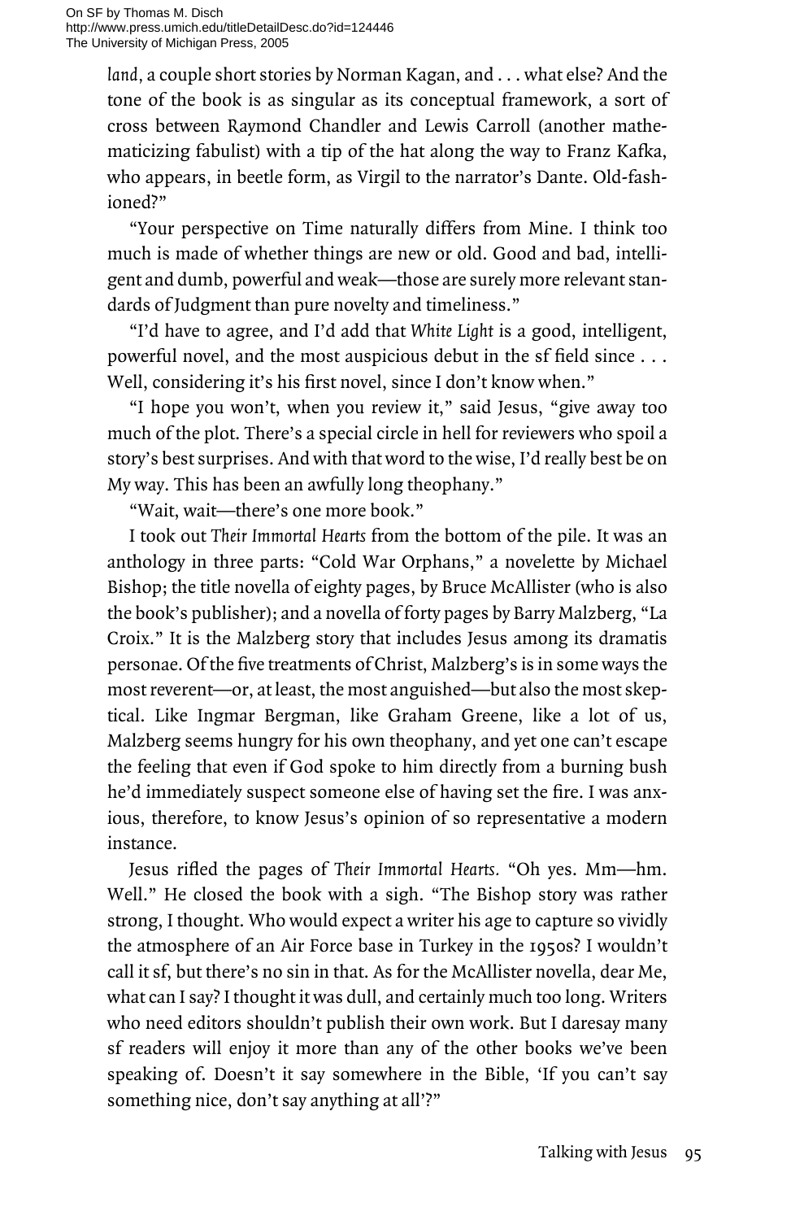*land*, a couple short stories by Norman Kagan, and . . . what else? And the tone of the book is as singular as its conceptual framework, a sort of cross between Raymond Chandler and Lewis Carroll (another mathematicizing fabulist) with a tip of the hat along the way to Franz Kafka, who appears, in beetle form, as Virgil to the narrator's Dante. Old-fashioned?"

"Your perspective on Time naturally differs from Mine. I think too much is made of whether things are new or old. Good and bad, intelligent and dumb, powerful and weak—those are surely more relevant standards of Judgment than pure novelty and timeliness."

"I'd have to agree, and I'd add that *White Light* is a good, intelligent, powerful novel, and the most auspicious debut in the sf field since . . . Well, considering it's his first novel, since I don't know when."

"I hope you won't, when you review it," said Jesus, "give away too much of the plot. There's a special circle in hell for reviewers who spoil a story's best surprises. And with that word to the wise, I'd really best be on My way. This has been an awfully long theophany."

"Wait, wait—there's one more book."

I took out *Their Immortal Hearts* from the bottom of the pile. It was an anthology in three parts: "Cold War Orphans," a novelette by Michael Bishop; the title novella of eighty pages, by Bruce McAllister (who is also the book's publisher); and a novella of forty pages by Barry Malzberg, "La Croix." It is the Malzberg story that includes Jesus among its dramatis personae. Of the five treatments of Christ, Malzberg's is in some ways the most reverent—or, at least, the most anguished—but also the most skeptical. Like Ingmar Bergman, like Graham Greene, like a lot of us, Malzberg seems hungry for his own theophany, and yet one can't escape the feeling that even if God spoke to him directly from a burning bush he'd immediately suspect someone else of having set the fire. I was anxious, therefore, to know Jesus's opinion of so representative a modern instance.

Jesus rifled the pages of *Their Immortal Hearts.* "Oh yes. Mm—hm. Well." He closed the book with a sigh. "The Bishop story was rather strong, I thought. Who would expect a writer his age to capture so vividly the atmosphere of an Air Force base in Turkey in the 1950s? I wouldn't call it sf, but there's no sin in that. As for the McAllister novella, dear Me, what can I say? I thought it was dull, and certainly much too long. Writers who need editors shouldn't publish their own work. But I daresay many sf readers will enjoy it more than any of the other books we've been speaking of. Doesn't it say somewhere in the Bible, 'If you can't say something nice, don't say anything at all'?"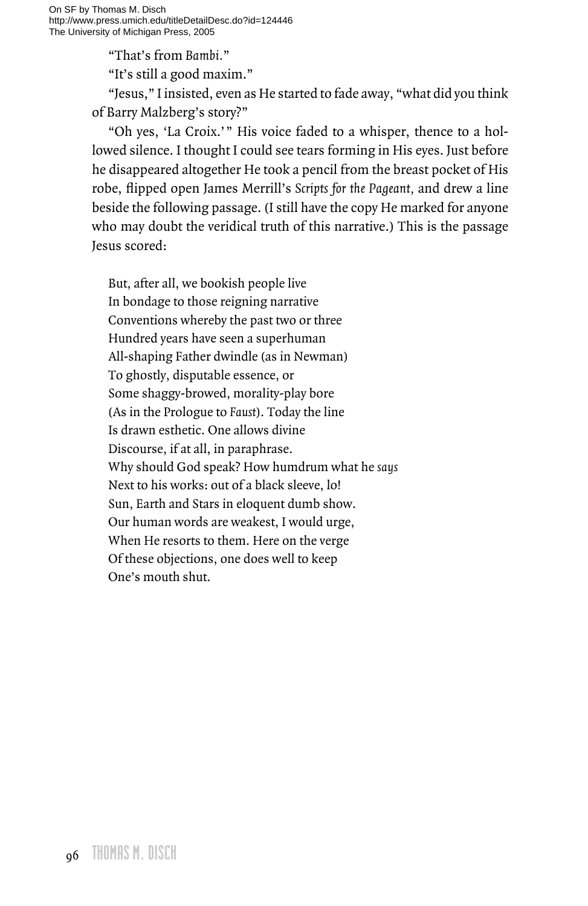"That's from *Bambi*."

"It's still a good maxim."

"Jesus," I insisted, even as He started to fade away, "what did you think of Barry Malzberg's story?"

"Oh yes, 'La Croix.'" His voice faded to a whisper, thence to a hollowed silence. I thought I could see tears forming in His eyes. Just before he disappeared altogether He took a pencil from the breast pocket of His robe, flipped open James Merrill's *Scripts for the Pageant*, and drew a line beside the following passage. (I still have the copy He marked for anyone who may doubt the veridical truth of this narrative.) This is the passage Jesus scored:

> But, after all, we bookish people live
> In bondage to those reigning narrative
> Conventions whereby the past two or three
> Hundred years have seen a superhuman
> All-shaping Father dwindle (as in Newman)
> To ghostly, disputable essence, or
> Some shaggy-browed, morality-play bore
> (As in the Prologue to *Faust*). Today the line
> Is drawn esthetic. One allows divine
> Discourse, if at all, in paraphrase.
> Why should God speak? How humdrum what he *says*
> Next to his works: out of a black sleeve, lo!
> Sun, Earth and Stars in eloquent dumb show.
> Our human words are weakest, I would urge,
> When He resorts to them. Here on the verge
> Of these objections, one does well to keep
> One's mouth shut.